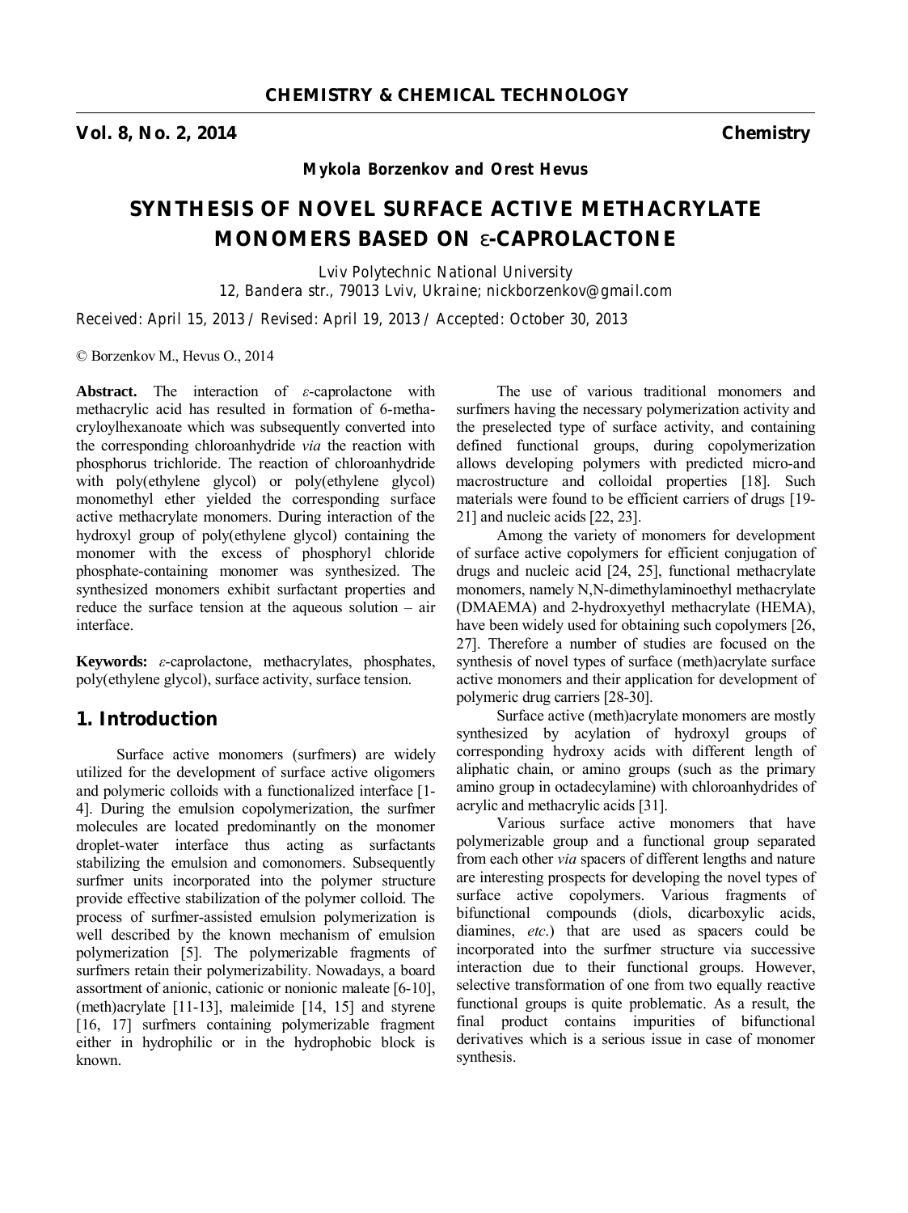**Mykola Borzenkov and Orest Hevus**

# SYNTHESIS OF NOVEL SURFACE ACTIVE METHACRYLATE MONOMERS BASED ON ε-CAPROLACTONE

*Lviv Polytechnic National University*
*12, Bandera str., 79013 Lviv, Ukraine; nickborzenkov@gmail.com*

*Received: April 15, 2013 / Revised: April 19, 2013 / Accepted: October 30, 2013*

© Borzenkov M., Hevus O., 2014

**Abstract.** The interaction of *ε*-caprolactone with methacrylic acid has resulted in formation of 6-methacryloylhexanoate which was subsequently converted into the corresponding chloroanhydride *via* the reaction with phosphorus trichloride. The reaction of chloroanhydride with poly(ethylene glycol) or poly(ethylene glycol) monomethyl ether yielded the corresponding surface active methacrylate monomers. During interaction of the hydroxyl group of poly(ethylene glycol) containing the monomer with the excess of phosphoryl chloride phosphate-containing monomer was synthesized. The synthesized monomers exhibit surfactant properties and reduce the surface tension at the aqueous solution – air interface.

**Keywords:** *ε*-caprolactone, methacrylates, phosphates, poly(ethylene glycol), surface activity, surface tension.

## 1. Introduction

Surface active monomers (surfmers) are widely utilized for the development of surface active oligomers and polymeric colloids with a functionalized interface [1-4]. During the emulsion copolymerization, the surfmer molecules are located predominantly on the monomer droplet-water interface thus acting as surfactants stabilizing the emulsion and comonomers. Subsequently surfmer units incorporated into the polymer structure provide effective stabilization of the polymer colloid. The process of surfmer-assisted emulsion polymerization is well described by the known mechanism of emulsion polymerization [5]. The polymerizable fragments of surfmers retain their polymerizability. Nowadays, a board assortment of anionic, cationic or nonionic maleate [6-10], (meth)acrylate [11-13], maleimide [14, 15] and styrene [16, 17] surfmers containing polymerizable fragment either in hydrophilic or in the hydrophobic block is known.

The use of various traditional monomers and surfmers having the necessary polymerization activity and the preselected type of surface activity, and containing defined functional groups, during copolymerization allows developing polymers with predicted micro-and macrostructure and colloidal properties [18]. Such materials were found to be efficient carriers of drugs [19-21] and nucleic acids [22, 23].

Among the variety of monomers for development of surface active copolymers for efficient conjugation of drugs and nucleic acid [24, 25], functional methacrylate monomers, namely N,N-dimethylaminoethyl methacrylate (DMAEMA) and 2-hydroxyethyl methacrylate (HEMA), have been widely used for obtaining such copolymers [26, 27]. Therefore a number of studies are focused on the synthesis of novel types of surface (meth)acrylate surface active monomers and their application for development of polymeric drug carriers [28-30].

Surface active (meth)acrylate monomers are mostly synthesized by acylation of hydroxyl groups of corresponding hydroxy acids with different length of aliphatic chain, or amino groups (such as the primary amino group in octadecylamine) with chloroanhydrides of acrylic and methacrylic acids [31].

Various surface active monomers that have polymerizable group and a functional group separated from each other *via* spacers of different lengths and nature are interesting prospects for developing the novel types of surface active copolymers. Various fragments of bifunctional compounds (diols, dicarboxylic acids, diamines, *etc.*) that are used as spacers could be incorporated into the surfmer structure via successive interaction due to their functional groups. However, selective transformation of one from two equally reactive functional groups is quite problematic. As a result, the final product contains impurities of bifunctional derivatives which is a serious issue in case of monomer synthesis.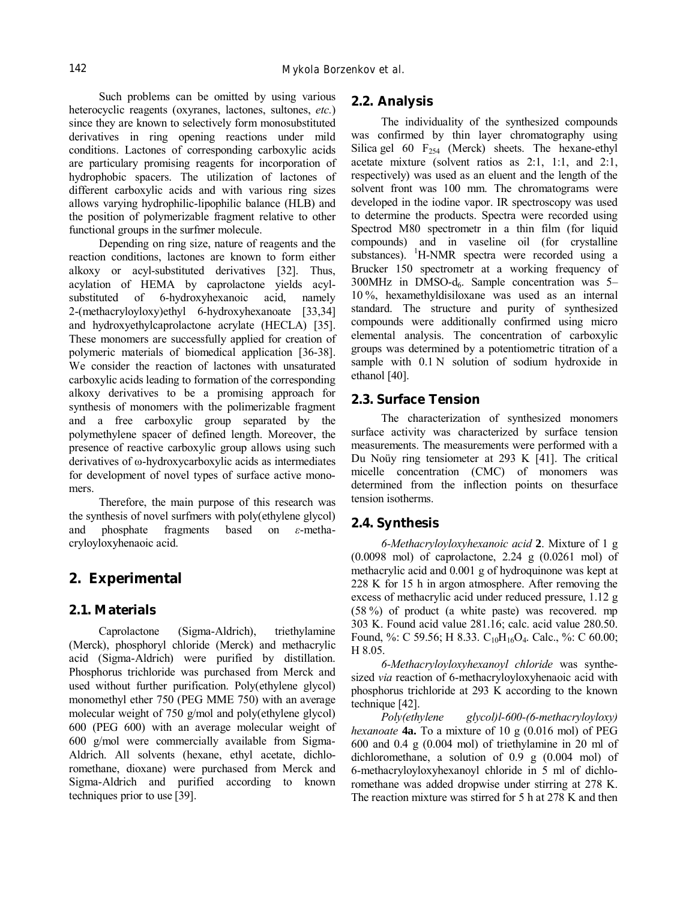Such problems can be omitted by using various heterocyclic reagents (oxyranes, lactones, sultones, *etc.*) since they are known to selectively form monosubstituted derivatives in ring opening reactions under mild conditions. Lactones of corresponding carboxylic acids are particulary promising reagents for incorporation of hydrophobic spacers. The utilization of lactones of different carboxylic acids and with various ring sizes allows varying hydrophilic-lipophilic balance (HLB) and the position of polymerizable fragment relative to other functional groups in the surfmer molecule.

Depending on ring size, nature of reagents and the reaction conditions, lactones are known to form either alkoxy or acyl-substituted derivatives [32]. Thus, acylation of HEMA by caprolactone yields acyl-substituted of 6-hydroxyhexanoic acid, namely 2-(methacryloyloxy)ethyl 6-hydroxyhexanoate [33,34] and hydroxyethylcaprolactone acrylate (HECLA) [35]. These monomers are successfully applied for creation of polymeric materials of biomedical application [36-38]. We consider the reaction of lactones with unsaturated carboxylic acids leading to formation of the corresponding alkoxy derivatives to be a promising approach for synthesis of monomers with the polimerizable fragment and a free carboxylic group separated by the polymethylene spacer of defined length. Moreover, the presence of reactive carboxylic group allows using such derivatives of ω-hydroxycarboxylic acids as intermediates for development of novel types of surface active monomers.

Therefore, the main purpose of this research was the synthesis of novel surfmers with poly(ethylene glycol) and phosphate fragments based on *ε*-methacryloyloxyhenaoic acid.

## 2. Experimental

### 2.1. Materials

Caprolactone (Sigma-Aldrich), triethylamine (Merck), phosphoryl chloride (Merck) and methacrylic acid (Sigma-Aldrich) were purified by distillation. Phosphorus trichloride was purchased from Merck and used without further purification. Poly(ethylene glycol) monomethyl ether 750 (PEG MME 750) with an average molecular weight of 750 g/mol and poly(ethylene glycol) 600 (PEG 600) with an average molecular weight of 600 g/mol were commercially available from Sigma-Aldrich. All solvents (hexane, ethyl acetate, dichloromethane, dioxane) were purchased from Merck and Sigma-Aldrich and purified according to known techniques prior to use [39].

### 2.2. Analysis

The individuality of the synthesized compounds was confirmed by thin layer chromatography using Silica gel 60 $F_{254}$ (Merck) sheets. The hexane-ethyl acetate mixture (solvent ratios as 2:1, 1:1, and 2:1, respectively) was used as an eluent and the length of the solvent front was 100 mm. The chromatograms were developed in the iodine vapor. IR spectroscopy was used to determine the products. Spectra were recorded using Spectrod M80 spectrometr in a thin film (for liquid compounds) and in vaseline oil (for crystalline substances). $^1$H-NMR spectra were recorded using a Brucker 150 spectrometr at a working frequency of 300MHz in DMSO-$d_6$. Sample concentration was 5–10 %, hexamethyldisiloxane was used as an internal standard. The structure and purity of synthesized compounds were additionally confirmed using micro elemental analysis. The concentration of carboxylic groups was determined by a potentiometric titration of a sample with 0.1 N solution of sodium hydroxide in ethanol [40].

### 2.3. Surface Tension

The characterization of synthesized monomers surface activity was characterized by surface tension measurements. The measurements were performed with a Du Noüy ring tensiometer at 293 K [41]. The critical micelle concentration (CMC) of monomers was determined from the inflection points on thesurface tension isotherms.

### 2.4. Synthesis

*6-Methacryloyloxyhexanoic acid* **2**. Mixture of 1 g (0.0098 mol) of caprolactone, 2.24 g (0.0261 mol) of methacrylic acid and 0.001 g of hydroquinone was kept at 228 K for 15 h in argon atmosphere. After removing the excess of methacrylic acid under reduced pressure, 1.12 g (58 %) of product (a white paste) was recovered. mp 303 K. Found acid value 281.16; calc. acid value 280.50. Found, %: C 59.56; H 8.33. $C_{10}H_{16}O_4$. Calc., %: C 60.00; H 8.05.

*6-Methacryloyloxyhexanoyl chloride* was synthesized *via* reaction of 6-methacryloyloxyhenaoic acid with phosphorus trichloride at 293 K according to the known technique [42].

*Poly(ethylene glycol)l-600-(6-methacryloyloxy) hexanoate* **4a.** To a mixture of 10 g (0.016 mol) of PEG 600 and 0.4 g (0.004 mol) of triethylamine in 20 ml of dichloromethane, a solution of 0.9 g (0.004 mol) of 6-methacryloyloxyhexanoyl chloride in 5 ml of dichloromethane was added dropwise under stirring at 278 K. The reaction mixture was stirred for 5 h at 278 K and then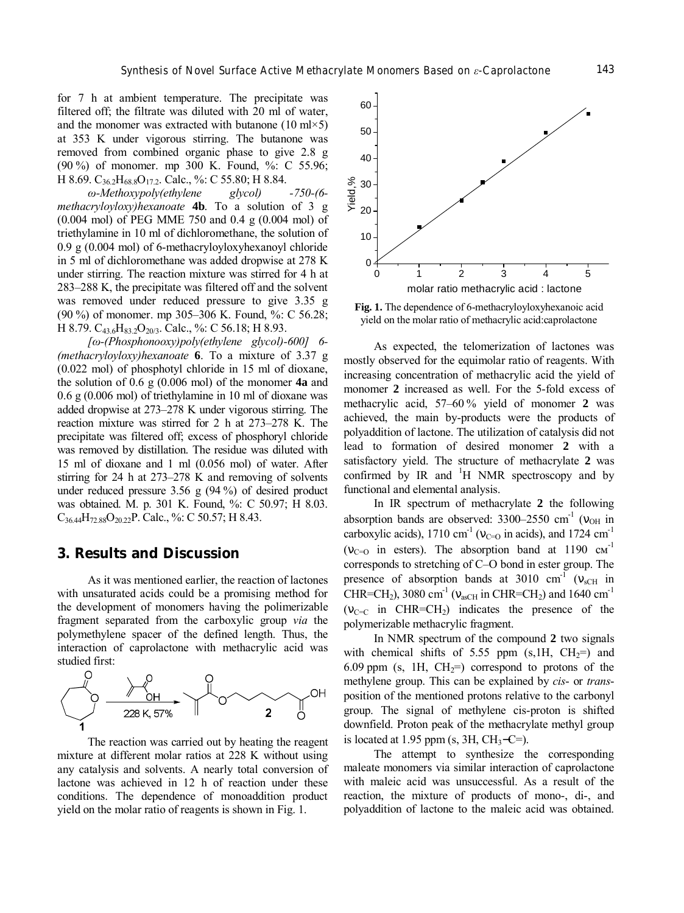for 7 h at ambient temperature. The precipitate was filtered off; the filtrate was diluted with 20 ml of water, and the monomer was extracted with butanone (10 ml×5) at 353 K under vigorous stirring. The butanone was removed from combined organic phase to give 2.8 g (90 %) of monomer. mp 300 K. Found, %: C 55.96; H 8.69. $C_{36.2}H_{68.8}O_{17.2}$. Calc., %: C 55.80; H 8.84.

*ω-Methoxypoly(ethylene glycol) -750-(6-methacryloyloxy)hexanoate* **4b**. To a solution of 3 g (0.004 mol) of PEG MME 750 and 0.4 g (0.004 mol) of triethylamine in 10 ml of dichloromethane, the solution of 0.9 g (0.004 mol) of 6-methacryloyloxyhexanoyl chloride in 5 ml of dichloromethane was added dropwise at 278 K under stirring. The reaction mixture was stirred for 4 h at 283–288 K, the precipitate was filtered off and the solvent was removed under reduced pressure to give 3.35 g (90 %) of monomer. mp 305–306 K. Found, %: C 56.28; H 8.79. $C_{43.6}H_{83.2}O_{20/3}$. Calc., %: C 56.18; H 8.93.

*[ω-(Phosphonooxy)poly(ethylene glycol)-600] 6-(methacryloyloxy)hexanoate* **6**. To a mixture of 3.37 g (0.022 mol) of phosphotyl chloride in 15 ml of dioxane, the solution of 0.6 g (0.006 mol) of the monomer **4a** and 0.6 g (0.006 mol) of triethylamine in 10 ml of dioxane was added dropwise at 273–278 K under vigorous stirring. The reaction mixture was stirred for 2 h at 273–278 K. The precipitate was filtered off; excess of phosphoryl chloride was removed by distillation. The residue was diluted with 15 ml of dioxane and 1 ml (0.056 mol) of water. After stirring for 24 h at 273–278 K and removing of solvents under reduced pressure 3.56 g (94 %) of desired product was obtained. M. p. 301 K. Found, %: C 50.97; H 8.03. $C_{36.44}H_{72.88}O_{20.22}P$. Calc., %: C 50.57; H 8.43.

## 3. Results and Discussion

As it was mentioned earlier, the reaction of lactones with unsaturated acids could be a promising method for the development of monomers having the polimerizable fragment separated from the carboxylic group *via* the polymethylene spacer of the defined length. Thus, the interaction of caprolactone with methacrylic acid was studied first:

**1** + methacrylic acid → (228 K, 57%) → **2**

The reaction was carried out by heating the reagent mixture at different molar ratios at 228 K without using any catalysis and solvents. A nearly total conversion of lactone was achieved in 12 h of reaction under these conditions. The dependence of monoaddition product yield on the molar ratio of reagents is shown in Fig. 1.

**Fig. 1.** The dependence of 6-methacryloyloxyhexanoic acid yield on the molar ratio of methacrylic acid:caprolactone

As expected, the telomerization of lactones was mostly observed for the equimolar ratio of reagents. With increasing concentration of methacrylic acid the yield of monomer **2** increased as well. For the 5-fold excess of methacrylic acid, 57–60 % yield of monomer **2** was achieved, the main by-products were the products of polyaddition of lactone. The utilization of catalysis did not lead to formation of desired monomer **2** with a satisfactory yield. The structure of methacrylate **2** was confirmed by IR and [1]H NMR spectroscopy and by functional and elemental analysis.

In IR spectrum of methacrylate **2** the following absorption bands are observed: 3300–2550 cm$^{-1}$ ($\nu_{OH}$ in carboxylic acids), 1710 cm$^{-1}$ ($\nu_{C=O}$ in acids), and 1724 cm$^{-1}$ ($\nu_{C=O}$ in esters). The absorption band at 1190 см$^{-1}$ corresponds to stretching of C–O bond in ester group. The presence of absorption bands at 3010 cm$^{-1}$ ($\nu_{sCH}$ in CHR=CH$_2$), 3080 cm$^{-1}$ ($\nu_{asCH}$ in CHR=CH$_2$) and 1640 cm$^{-1}$ ($\nu_{C=C}$ in CHR=CH$_2$) indicates the presence of the polymerizable methacrylic fragment.

In NMR spectrum of the compound **2** two signals with chemical shifts of 5.55 ppm (s,1H, CH$_2$=) and 6.09 ppm (s, 1H, CH$_2$=) correspond to protons of the methylene group. This can be explained by *cis*- or *trans*-position of the mentioned protons relative to the carbonyl group. The signal of methylene cis-proton is shifted downfield. Proton peak of the methacrylate methyl group is located at 1.95 ppm (s, 3H, CH$_3$–C=).

The attempt to synthesize the corresponding maleate monomers via similar interaction of caprolactone with maleic acid was unsuccessful. As a result of the reaction, the mixture of products of mono-, di-, and polyaddition of lactone to the maleic acid was obtained.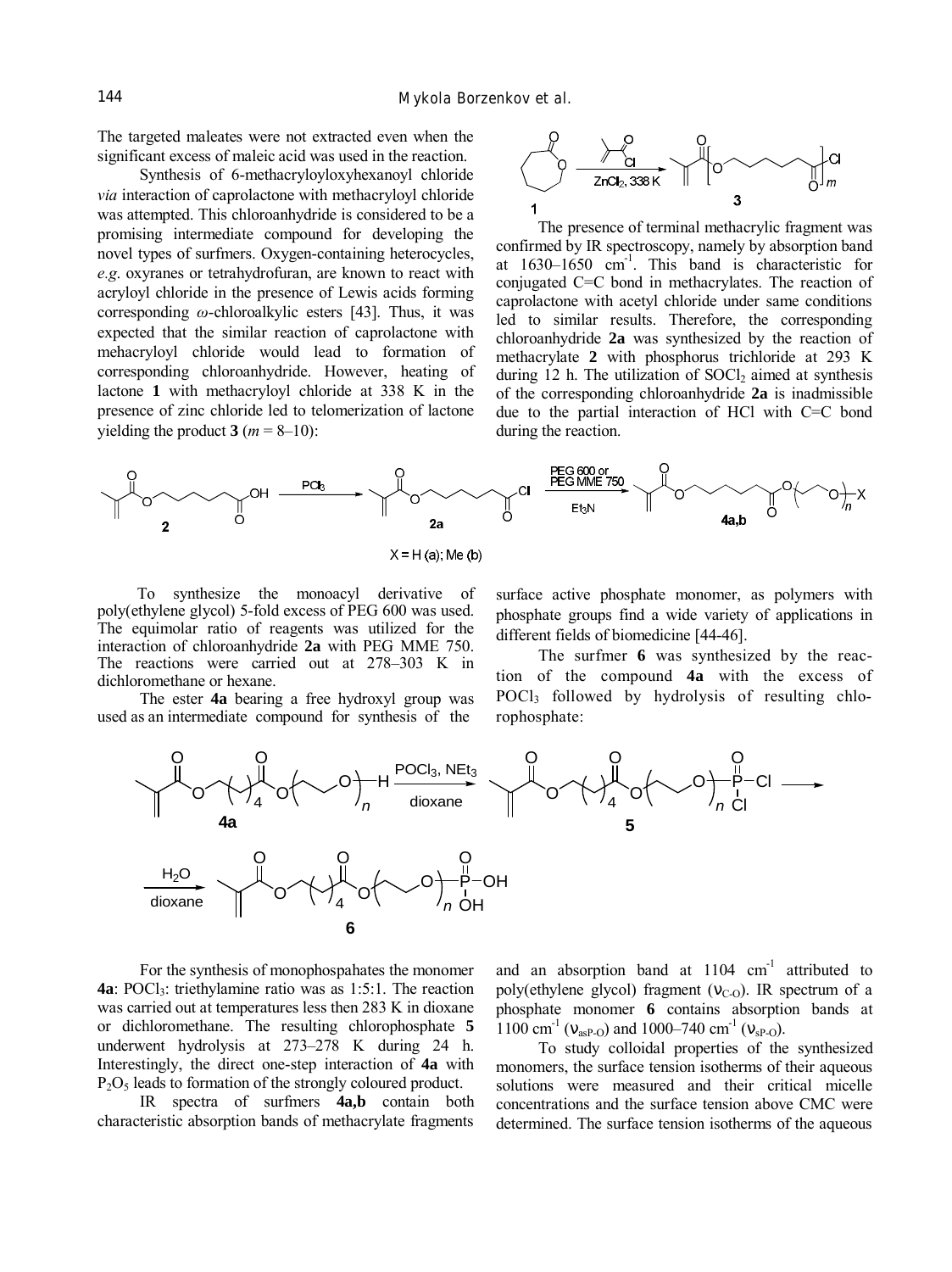The targeted maleates were not extracted even when the significant excess of maleic acid was used in the reaction.

Synthesis of 6-methacryloyloxyhexanoyl chloride *via* interaction of caprolactone with methacryloyl chloride was attempted. This chloroanhydride is considered to be a promising intermediate compound for developing the novel types of surfmers. Oxygen-containing heterocycles, *e.g.* oxyranes or tetrahydrofuran, are known to react with acryloyl chloride in the presence of Lewis acids forming corresponding $\omega$-chloroalkylic esters [43]. Thus, it was expected that the similar reaction of caprolactone with mehacryloyl chloride would lead to formation of corresponding chloroanhydride. However, heating of lactone **1** with methacryloyl chloride at 338 K in the presence of zinc chloride led to telomerization of lactone yielding the product **3** ($m$ = 8–10):

The presence of terminal methacrylic fragment was confirmed by IR spectroscopy, namely by absorption band at 1630–1650 cm$^{-1}$. This band is characteristic for conjugated C=C bond in methacrylates. The reaction of caprolactone with acetyl chloride under same conditions led to similar results. Therefore, the corresponding chloroanhydride **2a** was synthesized by the reaction of methacrylate **2** with phosphorus trichloride at 293 K during 12 h. The utilization of $SOCl_2$ aimed at synthesis of the corresponding chloroanhydride **2a** is inadmissible due to the partial interaction of HCl with C=C bond during the reaction.

X = H (a); Me (b)

To synthesize the monoacyl derivative of poly(ethylene glycol) 5-fold excess of PEG 600 was used. The equimolar ratio of reagents was utilized for the interaction of chloroanhydride **2a** with PEG MME 750. The reactions were carried out at 278–303 K in dichloromethane or hexane.

The ester **4a** bearing a free hydroxyl group was used as an intermediate compound for synthesis of the surface active phosphate monomer, as polymers with phosphate groups find a wide variety of applications in different fields of biomedicine [44-46].

The surfmer **6** was synthesized by the reaction of the compound **4a** with the excess of $POCl_3$ followed by hydrolysis of resulting chlorophosphate:

For the synthesis of monophospahates the monomer **4a**: $POCl_3$: triethylamine ratio was as 1:5:1. The reaction was carried out at temperatures less then 283 K in dioxane or dichloromethane. The resulting chlorophosphate **5** underwent hydrolysis at 273–278 K during 24 h. Interestingly, the direct one-step interaction of **4a** with $P_2O_5$ leads to formation of the strongly coloured product.

IR spectra of surfmers **4a,b** contain both characteristic absorption bands of methacrylate fragments and an absorption band at 1104 cm$^{-1}$ attributed to poly(ethylene glycol) fragment ($\nu_{C-O}$). IR spectrum of a phosphate monomer **6** contains absorption bands at 1100 cm$^{-1}$ ($\nu_{asP-O}$) and 1000–740 cm$^{-1}$ ($\nu_{sP-O}$).

To study colloidal properties of the synthesized monomers, the surface tension isotherms of their aqueous solutions were measured and their critical micelle concentrations and the surface tension above CMC were determined. The surface tension isotherms of the aqueous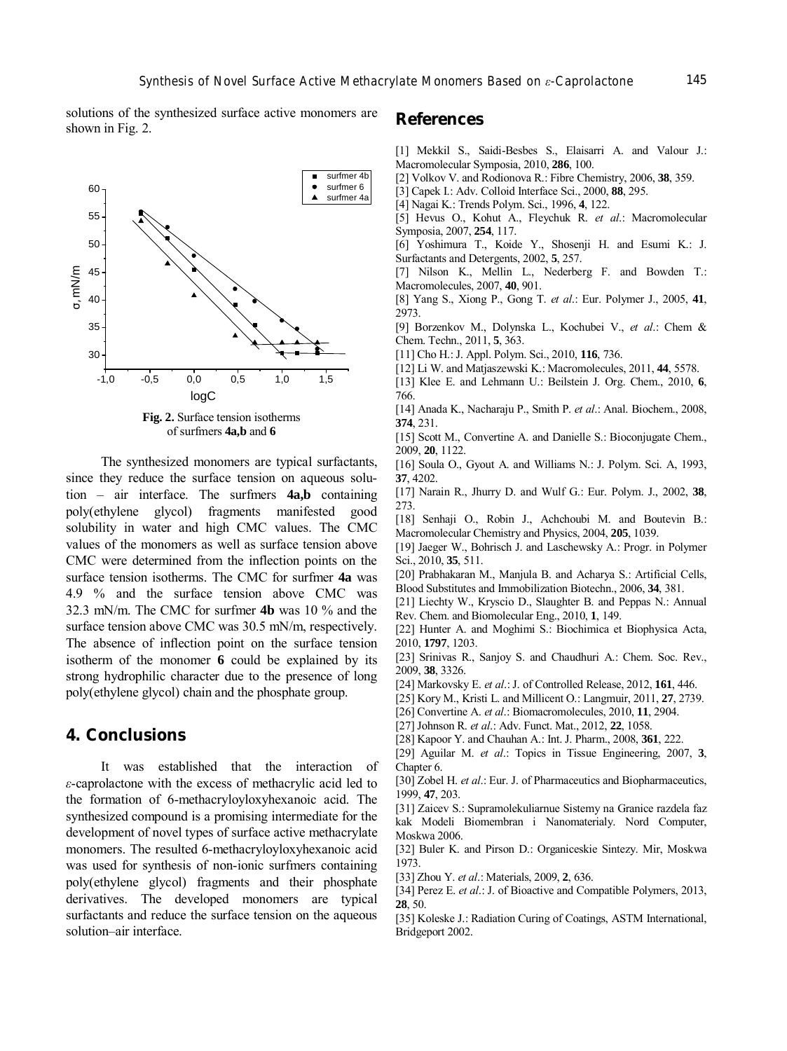solutions of the synthesized surface active monomers are shown in Fig. 2.

**Fig. 2.** Surface tension isotherms of surfmers **4a,b** and **6**

The synthesized monomers are typical surfactants, since they reduce the surface tension on aqueous solution – air interface. The surfmers **4a,b** containing poly(ethylene glycol) fragments manifested good solubility in water and high CMC values. The CMC values of the monomers as well as surface tension above CMC were determined from the inflection points on the surface tension isotherms. The CMC for surfmer **4a** was 4.9 % and the surface tension above CMC was 32.3 mN/m. The CMC for surfmer **4b** was 10 % and the surface tension above CMC was 30.5 mN/m, respectively. The absence of inflection point on the surface tension isotherm of the monomer **6** could be explained by its strong hydrophilic character due to the presence of long poly(ethylene glycol) chain and the phosphate group.

## 4. Conclusions

It was established that the interaction of *ε*-caprolactone with the excess of methacrylic acid led to the formation of 6-methacryloyloxyhexanoic acid. The synthesized compound is a promising intermediate for the development of novel types of surface active methacrylate monomers. The resulted 6-methacryloyloxyhexanoic acid was used for synthesis of non-ionic surfmers containing poly(ethylene glycol) fragments and their phosphate derivatives. The developed monomers are typical surfactants and reduce the surface tension on the aqueous solution–air interface.

## References

[1] Mekkil S., Saidi-Besbes S., Elaisarri A. and Valour J.: Macromolecular Symposia, 2010, **286**, 100.

[2] Volkov V. and Rodionova R.: Fibre Chemistry, 2006, **38**, 359.

[3] Capek I.: Adv. Colloid Interface Sci., 2000, **88**, 295.

[4] Nagai K.: Trends Polym. Sci., 1996, **4**, 122.

[5] Hevus O., Kohut A., Fleychuk R. *et al.*: Macromolecular Symposia, 2007, **254**, 117.

[6] Yoshimura T., Koide Y., Shosenji H. and Esumi K.: J. Surfactants and Detergents, 2002, **5**, 257.

[7] Nilson K., Mellin L., Nederberg F. and Bowden T.: Macromolecules, 2007, **40**, 901.

[8] Yang S., Xiong P., Gong T. *et al.*: Eur. Polymer J., 2005, **41**, 2973.

[9] Borzenkov M., Dolynska L., Kochubei V., *et al.*: Chem & Chem. Techn., 2011, **5**, 363.

[11] Cho H.: J. Appl. Polym. Sci., 2010, **116**, 736.

[12] Li W. and Matjaszewski K.: Macromolecules, 2011, **44**, 5578.

[13] Klee E. and Lehmann U.: Beilstein J. Org. Chem., 2010, **6**, 766.

[14] Anada K., Nacharaju P., Smith P. *et al.*: Anal. Biochem., 2008, **374**, 231.

[15] Scott M., Convertine A. and Danielle S.: Bioconjugate Chem., 2009, **20**, 1122.

[16] Soula O., Gyout A. and Williams N.: J. Polym. Sci. A, 1993, **37**, 4202.

[17] Narain R., Jhurry D. and Wulf G.: Eur. Polym. J., 2002, **38**, 273.

[18] Senhaji O., Robin J., Achchoubi M. and Boutevin B.: Macromolecular Chemistry and Physics, 2004, **205**, 1039.

[19] Jaeger W., Bohrisch J. and Laschewsky A.: Progr. in Polymer Sci., 2010, **35**, 511.

[20] Prabhakaran M., Manjula B. and Acharya S.: Artificial Cells, Blood Substitutes and Immobilization Biotechn., 2006, **34**, 381.

[21] Liechty W., Kryscio D., Slaughter B. and Peppas N.: Annual Rev. Chem. and Biomolecular Eng., 2010, **1**, 149.

[22] Hunter A. and Moghimi S.: Biochimica et Biophysica Acta, 2010, **1797**, 1203.

[23] Srinivas R., Sanjoy S. and Chaudhuri A.: Chem. Soc. Rev., 2009, **38**, 3326.

[24] Markovsky E. *et al.*: J. of Controlled Release, 2012, **161**, 446.

[25] Kory M., Kristi L. and Millicent O.: Langmuir, 2011, **27**, 2739.

[26] Convertine A. *et al.*: Biomacromolecules, 2010, **11**, 2904.

[27] Johnson R. *et al.*: Adv. Funct. Mat., 2012, **22**, 1058.

[28] Kapoor Y. and Chauhan A.: Int. J. Pharm., 2008, **361**, 222.

[29] Aguilar M. *et al.*: Topics in Tissue Engineering, 2007, **3**, Chapter 6.

[30] Zobel H. *et al.*: Eur. J. of Pharmaceutics and Biopharmaceutics, 1999, **47**, 203.

[31] Zaicev S.: Supramolekuliarnue Sistemy na Granice razdela faz kak Modeli Biomembran i Nanomaterialy. Nord Computer, Moskwa 2006.

[32] Buler K. and Pirson D.: Organiceskie Sintezy. Mir, Moskwa 1973.

[33] Zhou Y. *et al.*: Materials, 2009, **2**, 636.

[34] Perez E. *et al.*: J. of Bioactive and Compatible Polymers, 2013, **28**, 50.

[35] Koleske J.: Radiation Curing of Coatings, ASTM International, Bridgeport 2002.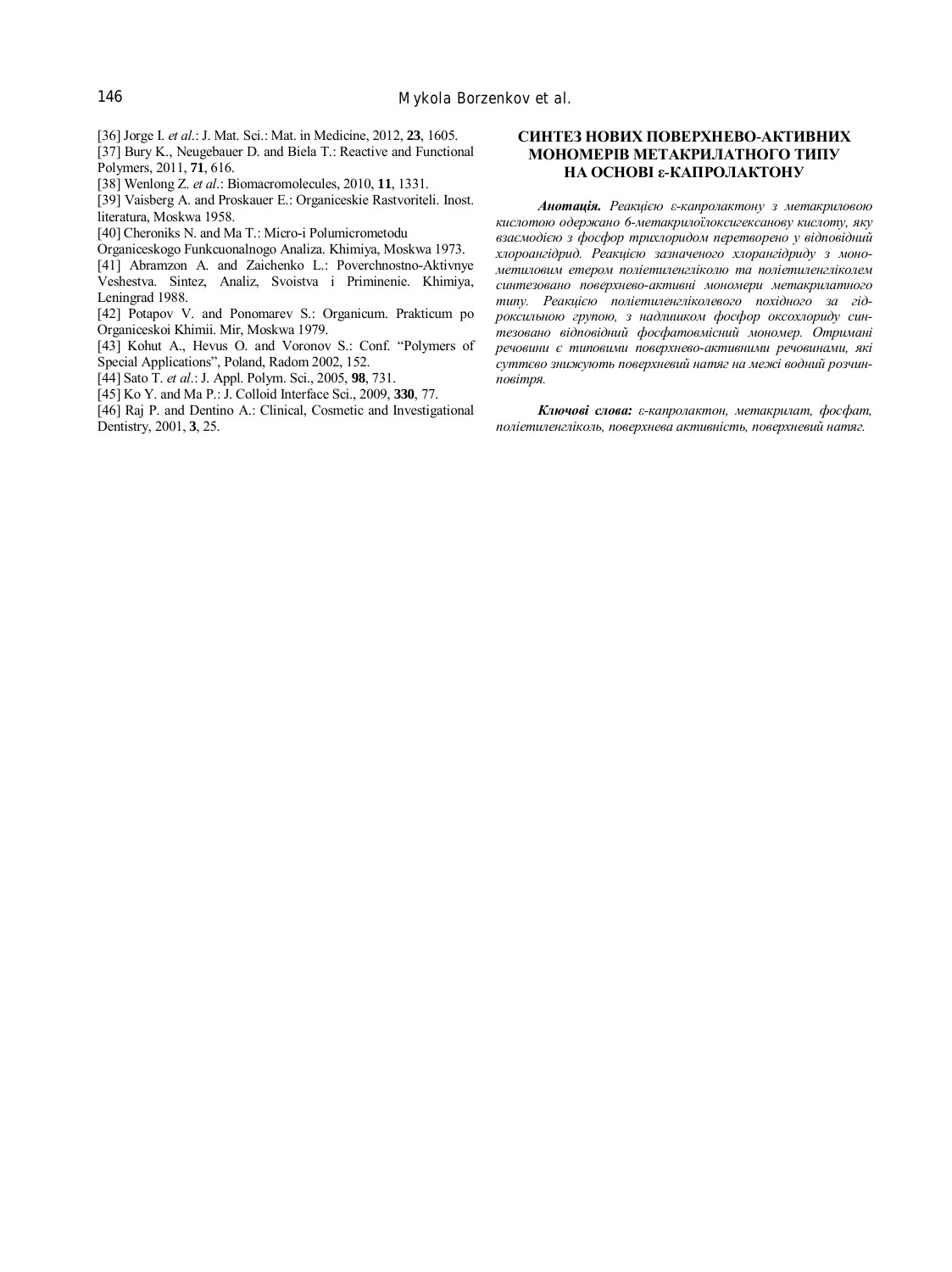[36] Jorge I. *et al.*: J. Mat. Sci.: Mat. in Medicine, 2012, **23**, 1605.

[37] Bury K., Neugebauer D. and Biela T.: Reactive and Functional Polymers, 2011, **71**, 616.

[38] Wenlong Z. *et al.*: Biomacromolecules, 2010, **11**, 1331.

[39] Vaisberg A. and Proskauer E.: Organiceskie Rastvoriteli. Inost. literatura, Moskwa 1958.

[40] Cheroniks N. and Ma T.: Micro-i Polumicrometodu Organiceskogo Funkcuonalnogo Analiza. Khimiya, Moskwa 1973.

[41] Abramzon A. and Zaichenko L.: Poverchnostno-Aktivnye Veshestva. Sintez, Analiz, Svoistva i Priminenie. Khimiya, Leningrad 1988.

[42] Potapov V. and Ponomarev S.: Organicum. Prakticum po Organiceskoi Khimii. Mir, Moskwa 1979.

[43] Kohut A., Hevus O. and Voronov S.: Conf. "Polymers of Special Applications", Poland, Radom 2002, 152.

[44] Sato T. *et al.*: J. Appl. Polym. Sci., 2005, **98**, 731.

[45] Ko Y. and Ma P.: J. Colloid Interface Sci., 2009, **330**, 77.

[46] Raj P. and Dentino A.: Clinical, Cosmetic and Investigational Dentistry, 2001, **3**, 25.

## СИНТЕЗ НОВИХ ПОВЕРХНЕВО-АКТИВНИХ МОНОМЕРІВ МЕТАКРИЛАТНОГО ТИПУ НА ОСНОВІ ε-КАПРОЛАКТОНУ

***Анотація.*** *Реакцією ε-капролактону з метакриловою кислотою одержано 6-метакрилоїлоксигексанову кислоту, яку взаємодією з фосфор трихлоридом перетворено у відповідний хлороангідрид. Реакцією зазначеного хлорангідриду з монометиловим етером поліетиленгліколю та поліетиленгліколем синтезовано поверхнево-активні мономери метакрилатного типу. Реакцією поліетиленгліколевого похідного за гідроксильною групою, з надлишком фосфор оксохлориду синтезовано відповідний фосфатовмісний мономер. Отримані речовини є типовими поверхнево-активними речовинами, які суттєво знижують поверхневий натяг на межі водний розчин-повітря.*

***Ключові слова:*** *ε-капролактон, метакрилат, фосфат, поліетиленгліколь, поверхнева активність, поверхневий натяг.*